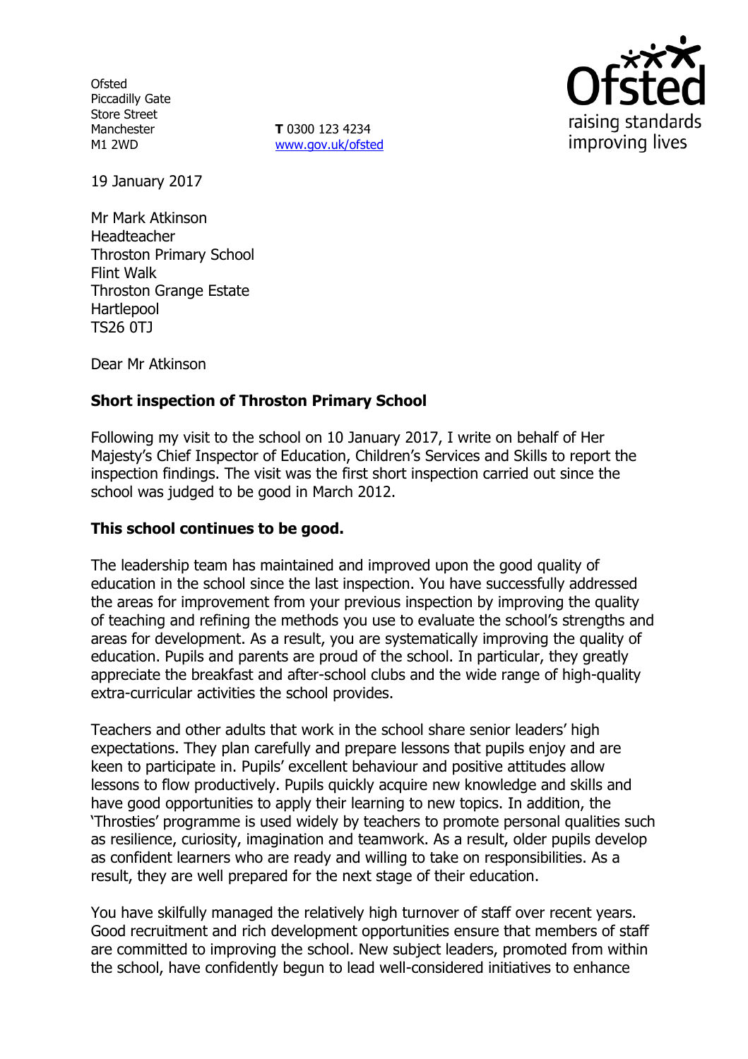Ofsted
Piccadilly Gate
Store Street
Manchester
M1 2WD

**T** 0300 123 4234
www.gov.uk/ofsted

19 January 2017

Mr Mark Atkinson
Headteacher
Throston Primary School
Flint Walk
Throston Grange Estate
Hartlepool
TS26 0TJ

Dear Mr Atkinson

**Short inspection of Throston Primary School**

Following my visit to the school on 10 January 2017, I write on behalf of Her Majesty's Chief Inspector of Education, Children's Services and Skills to report the inspection findings. The visit was the first short inspection carried out since the school was judged to be good in March 2012.

**This school continues to be good.**

The leadership team has maintained and improved upon the good quality of education in the school since the last inspection. You have successfully addressed the areas for improvement from your previous inspection by improving the quality of teaching and refining the methods you use to evaluate the school's strengths and areas for development. As a result, you are systematically improving the quality of education. Pupils and parents are proud of the school. In particular, they greatly appreciate the breakfast and after-school clubs and the wide range of high-quality extra-curricular activities the school provides.

Teachers and other adults that work in the school share senior leaders' high expectations. They plan carefully and prepare lessons that pupils enjoy and are keen to participate in. Pupils' excellent behaviour and positive attitudes allow lessons to flow productively. Pupils quickly acquire new knowledge and skills and have good opportunities to apply their learning to new topics. In addition, the 'Throsties' programme is used widely by teachers to promote personal qualities such as resilience, curiosity, imagination and teamwork. As a result, older pupils develop as confident learners who are ready and willing to take on responsibilities. As a result, they are well prepared for the next stage of their education.

You have skilfully managed the relatively high turnover of staff over recent years. Good recruitment and rich development opportunities ensure that members of staff are committed to improving the school. New subject leaders, promoted from within the school, have confidently begun to lead well-considered initiatives to enhance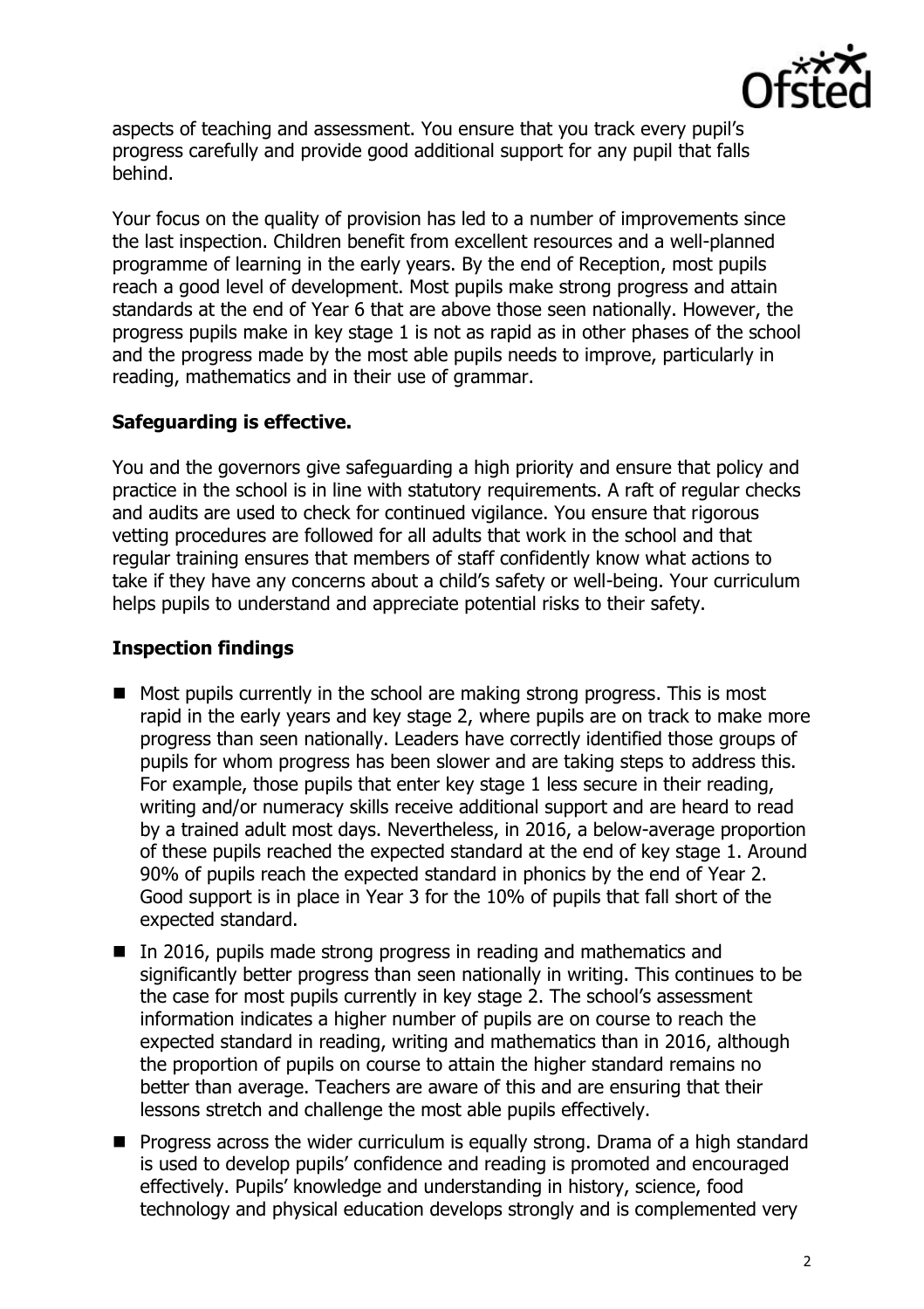aspects of teaching and assessment. You ensure that you track every pupil's progress carefully and provide good additional support for any pupil that falls behind.

Your focus on the quality of provision has led to a number of improvements since the last inspection. Children benefit from excellent resources and a well-planned programme of learning in the early years. By the end of Reception, most pupils reach a good level of development. Most pupils make strong progress and attain standards at the end of Year 6 that are above those seen nationally. However, the progress pupils make in key stage 1 is not as rapid as in other phases of the school and the progress made by the most able pupils needs to improve, particularly in reading, mathematics and in their use of grammar.

## Safeguarding is effective.

You and the governors give safeguarding a high priority and ensure that policy and practice in the school is in line with statutory requirements. A raft of regular checks and audits are used to check for continued vigilance. You ensure that rigorous vetting procedures are followed for all adults that work in the school and that regular training ensures that members of staff confidently know what actions to take if they have any concerns about a child's safety or well-being. Your curriculum helps pupils to understand and appreciate potential risks to their safety.

## Inspection findings

- Most pupils currently in the school are making strong progress. This is most rapid in the early years and key stage 2, where pupils are on track to make more progress than seen nationally. Leaders have correctly identified those groups of pupils for whom progress has been slower and are taking steps to address this. For example, those pupils that enter key stage 1 less secure in their reading, writing and/or numeracy skills receive additional support and are heard to read by a trained adult most days. Nevertheless, in 2016, a below-average proportion of these pupils reached the expected standard at the end of key stage 1. Around 90% of pupils reach the expected standard in phonics by the end of Year 2. Good support is in place in Year 3 for the 10% of pupils that fall short of the expected standard.
- In 2016, pupils made strong progress in reading and mathematics and significantly better progress than seen nationally in writing. This continues to be the case for most pupils currently in key stage 2. The school's assessment information indicates a higher number of pupils are on course to reach the expected standard in reading, writing and mathematics than in 2016, although the proportion of pupils on course to attain the higher standard remains no better than average. Teachers are aware of this and are ensuring that their lessons stretch and challenge the most able pupils effectively.
- Progress across the wider curriculum is equally strong. Drama of a high standard is used to develop pupils' confidence and reading is promoted and encouraged effectively. Pupils' knowledge and understanding in history, science, food technology and physical education develops strongly and is complemented very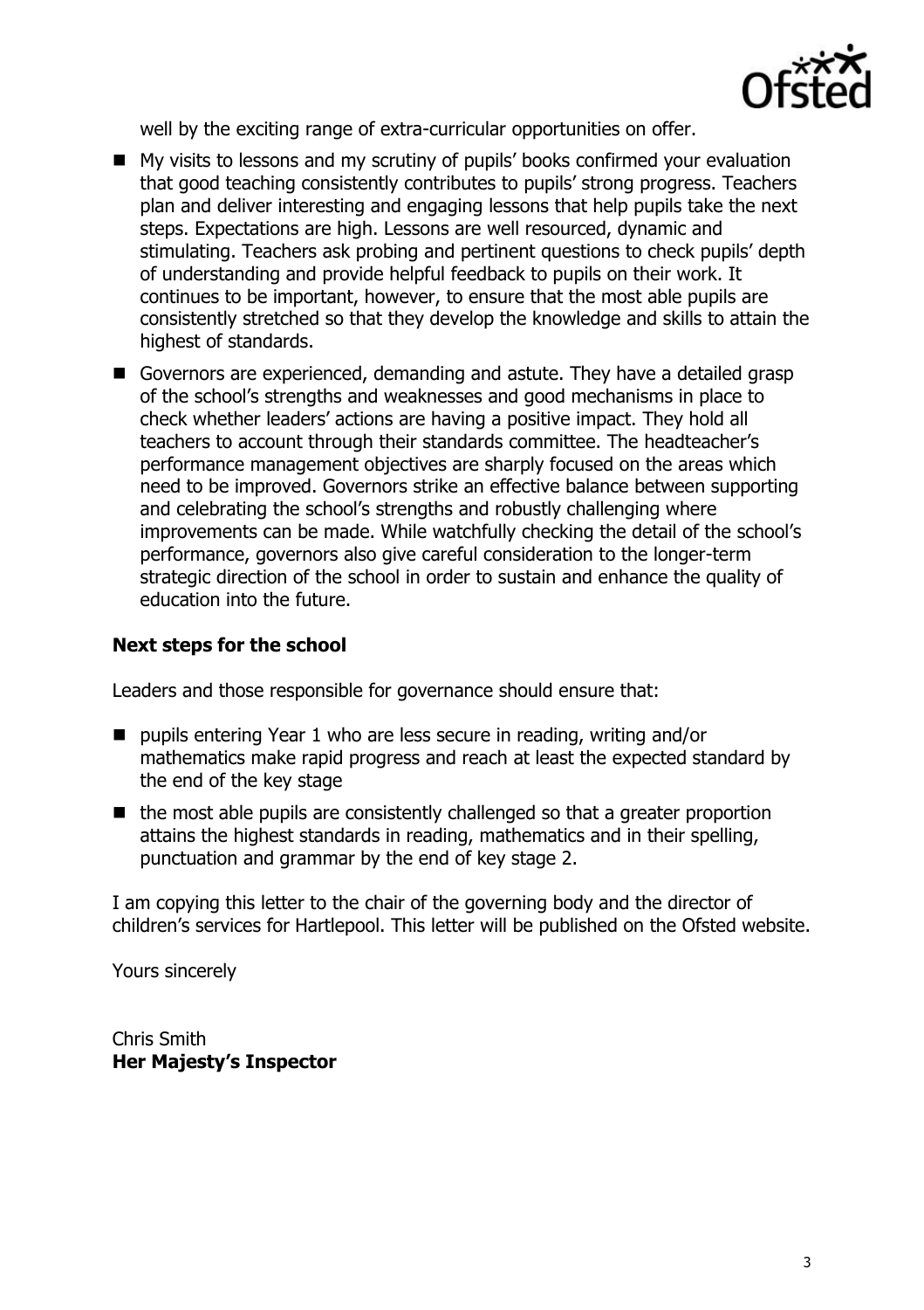well by the exciting range of extra-curricular opportunities on offer.

- My visits to lessons and my scrutiny of pupils' books confirmed your evaluation that good teaching consistently contributes to pupils' strong progress. Teachers plan and deliver interesting and engaging lessons that help pupils take the next steps. Expectations are high. Lessons are well resourced, dynamic and stimulating. Teachers ask probing and pertinent questions to check pupils' depth of understanding and provide helpful feedback to pupils on their work. It continues to be important, however, to ensure that the most able pupils are consistently stretched so that they develop the knowledge and skills to attain the highest of standards.
- Governors are experienced, demanding and astute. They have a detailed grasp of the school's strengths and weaknesses and good mechanisms in place to check whether leaders' actions are having a positive impact. They hold all teachers to account through their standards committee. The headteacher's performance management objectives are sharply focused on the areas which need to be improved. Governors strike an effective balance between supporting and celebrating the school's strengths and robustly challenging where improvements can be made. While watchfully checking the detail of the school's performance, governors also give careful consideration to the longer-term strategic direction of the school in order to sustain and enhance the quality of education into the future.

### Next steps for the school

Leaders and those responsible for governance should ensure that:

- pupils entering Year 1 who are less secure in reading, writing and/or mathematics make rapid progress and reach at least the expected standard by the end of the key stage
- the most able pupils are consistently challenged so that a greater proportion attains the highest standards in reading, mathematics and in their spelling, punctuation and grammar by the end of key stage 2.

I am copying this letter to the chair of the governing body and the director of children's services for Hartlepool. This letter will be published on the Ofsted website.

Yours sincerely

Chris Smith
**Her Majesty's Inspector**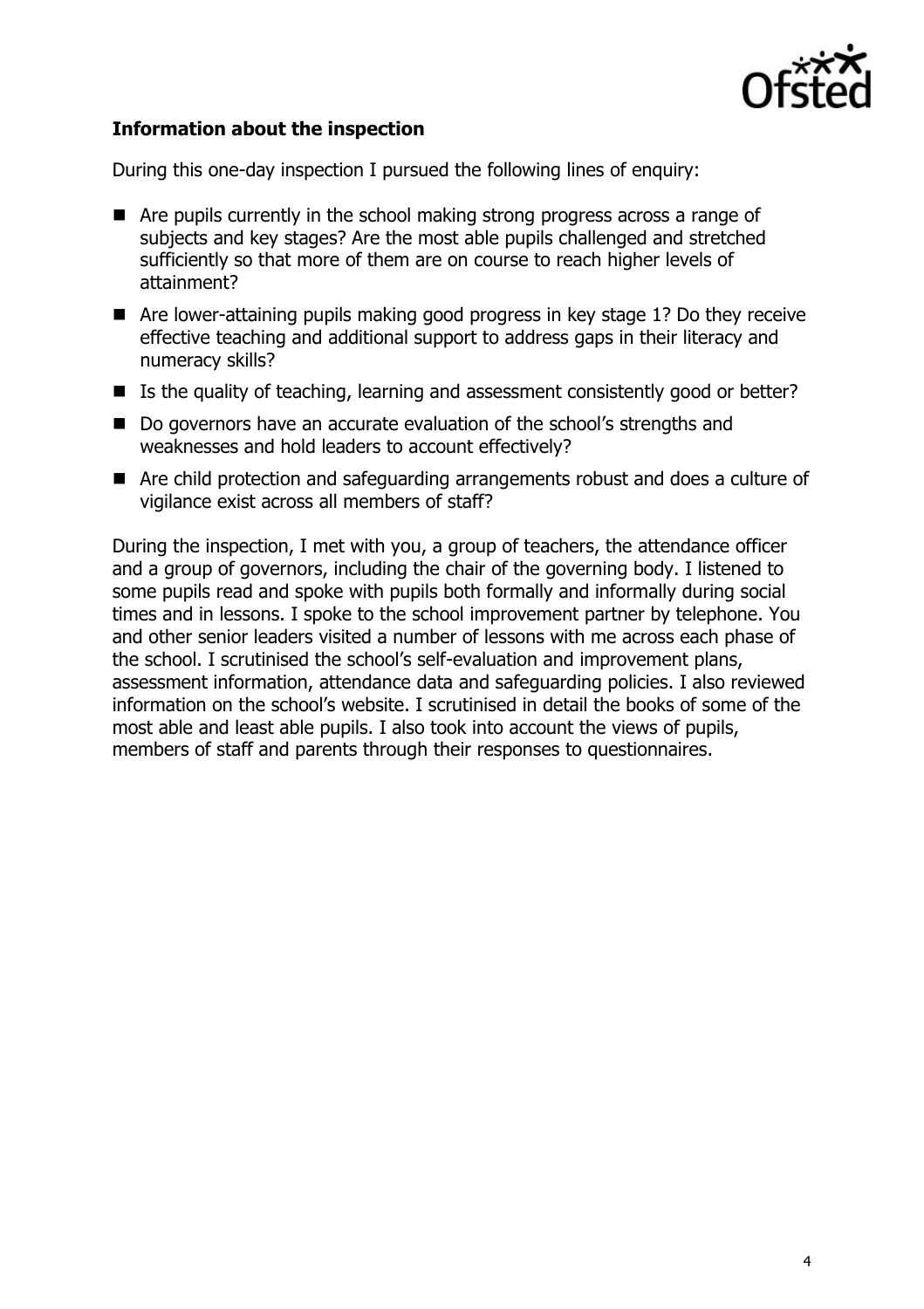**Information about the inspection**

During this one-day inspection I pursued the following lines of enquiry:

- Are pupils currently in the school making strong progress across a range of subjects and key stages? Are the most able pupils challenged and stretched sufficiently so that more of them are on course to reach higher levels of attainment?
- Are lower-attaining pupils making good progress in key stage 1? Do they receive effective teaching and additional support to address gaps in their literacy and numeracy skills?
- Is the quality of teaching, learning and assessment consistently good or better?
- Do governors have an accurate evaluation of the school's strengths and weaknesses and hold leaders to account effectively?
- Are child protection and safeguarding arrangements robust and does a culture of vigilance exist across all members of staff?

During the inspection, I met with you, a group of teachers, the attendance officer and a group of governors, including the chair of the governing body. I listened to some pupils read and spoke with pupils both formally and informally during social times and in lessons. I spoke to the school improvement partner by telephone. You and other senior leaders visited a number of lessons with me across each phase of the school. I scrutinised the school's self-evaluation and improvement plans, assessment information, attendance data and safeguarding policies. I also reviewed information on the school's website. I scrutinised in detail the books of some of the most able and least able pupils. I also took into account the views of pupils, members of staff and parents through their responses to questionnaires.